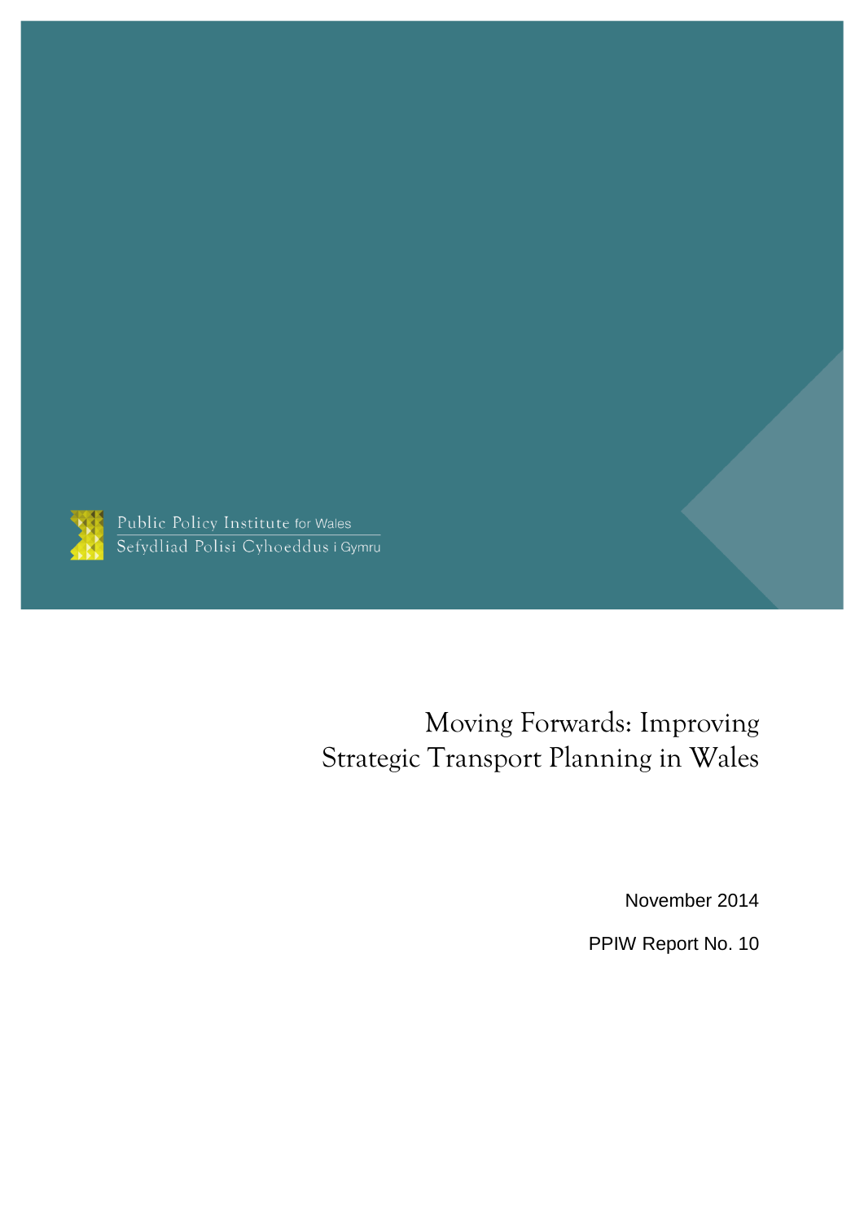Public Policy Institute for Wales
Sefydliad Polisi Cyhoeddus i Gymru

# Moving Forwards: Improving Strategic Transport Planning in Wales

November 2014

PPIW Report No. 10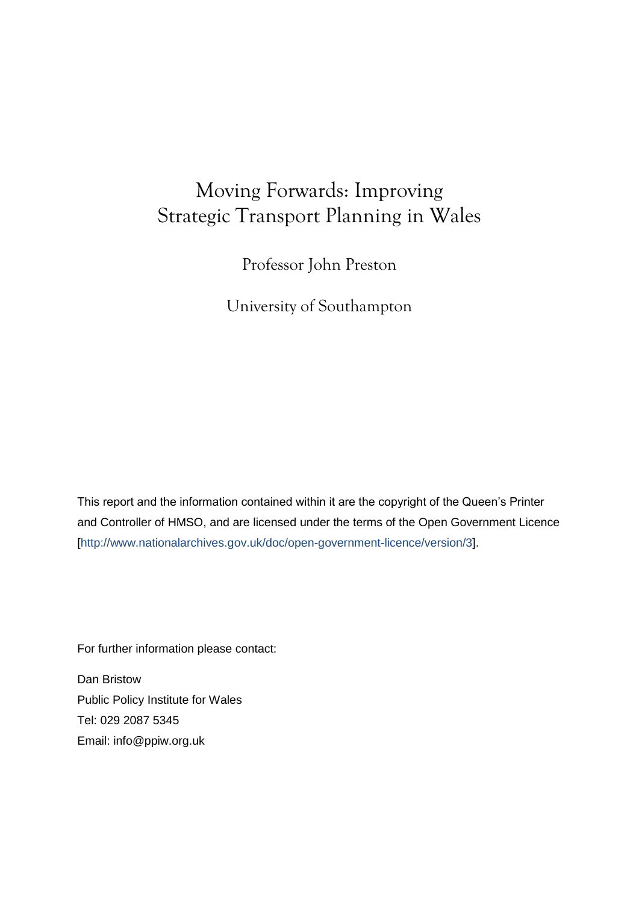# Moving Forwards: Improving Strategic Transport Planning in Wales

Professor John Preston

University of Southampton

This report and the information contained within it are the copyright of the Queen's Printer and Controller of HMSO, and are licensed under the terms of the Open Government Licence [http://www.nationalarchives.gov.uk/doc/open-government-licence/version/3].

For further information please contact:

Dan Bristow
Public Policy Institute for Wales
Tel: 029 2087 5345
Email: info@ppiw.org.uk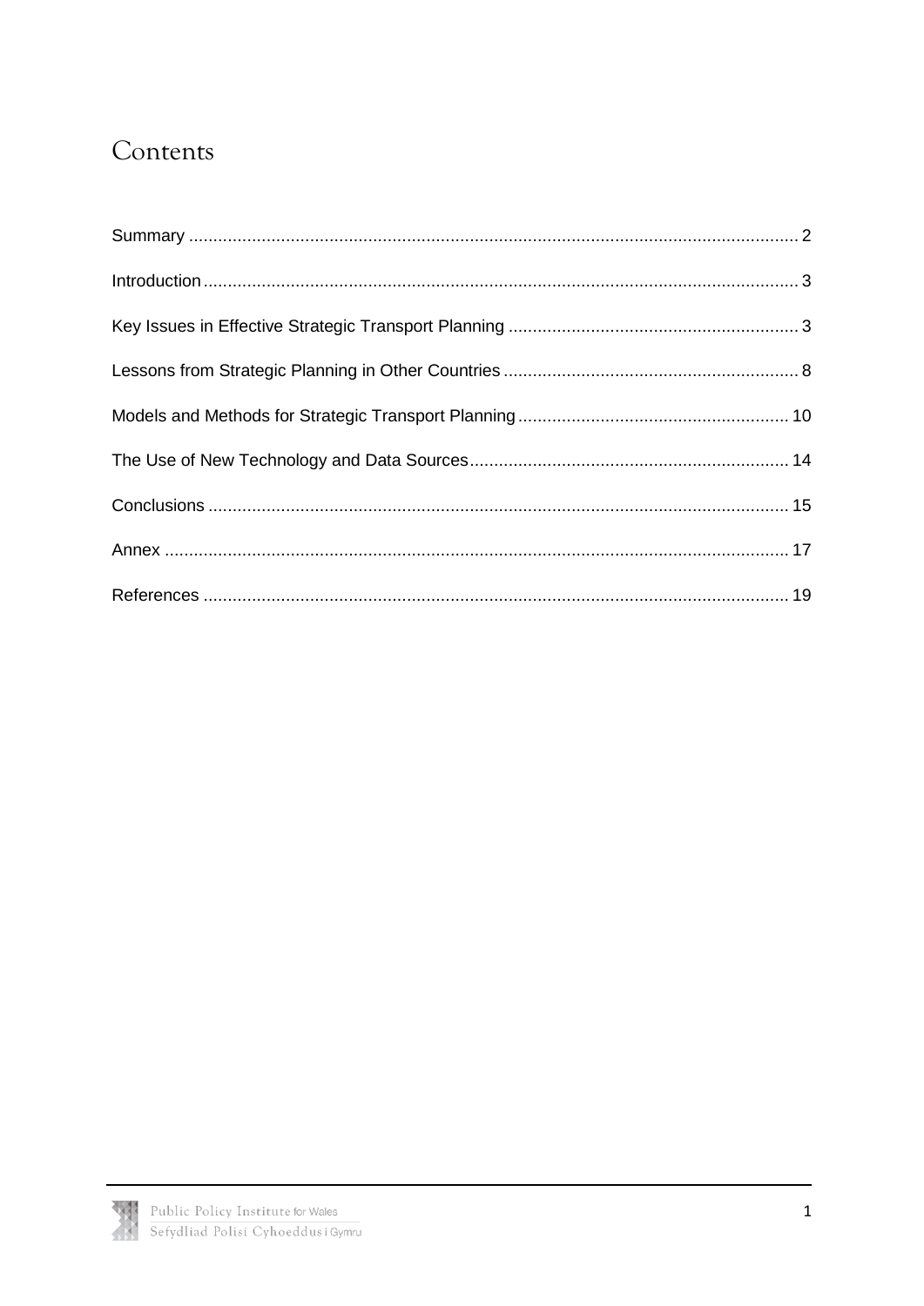# Contents

Summary ........................................................................................................................ 2

Introduction ..................................................................................................................... 3

Key Issues in Effective Strategic Transport Planning ........................................................... 3

Lessons from Strategic Planning in Other Countries ............................................................ 8

Models and Methods for Strategic Transport Planning ....................................................... 10

The Use of New Technology and Data Sources ................................................................. 14

Conclusions ................................................................................................................... 15

Annex ........................................................................................................................... 17

References .................................................................................................................... 19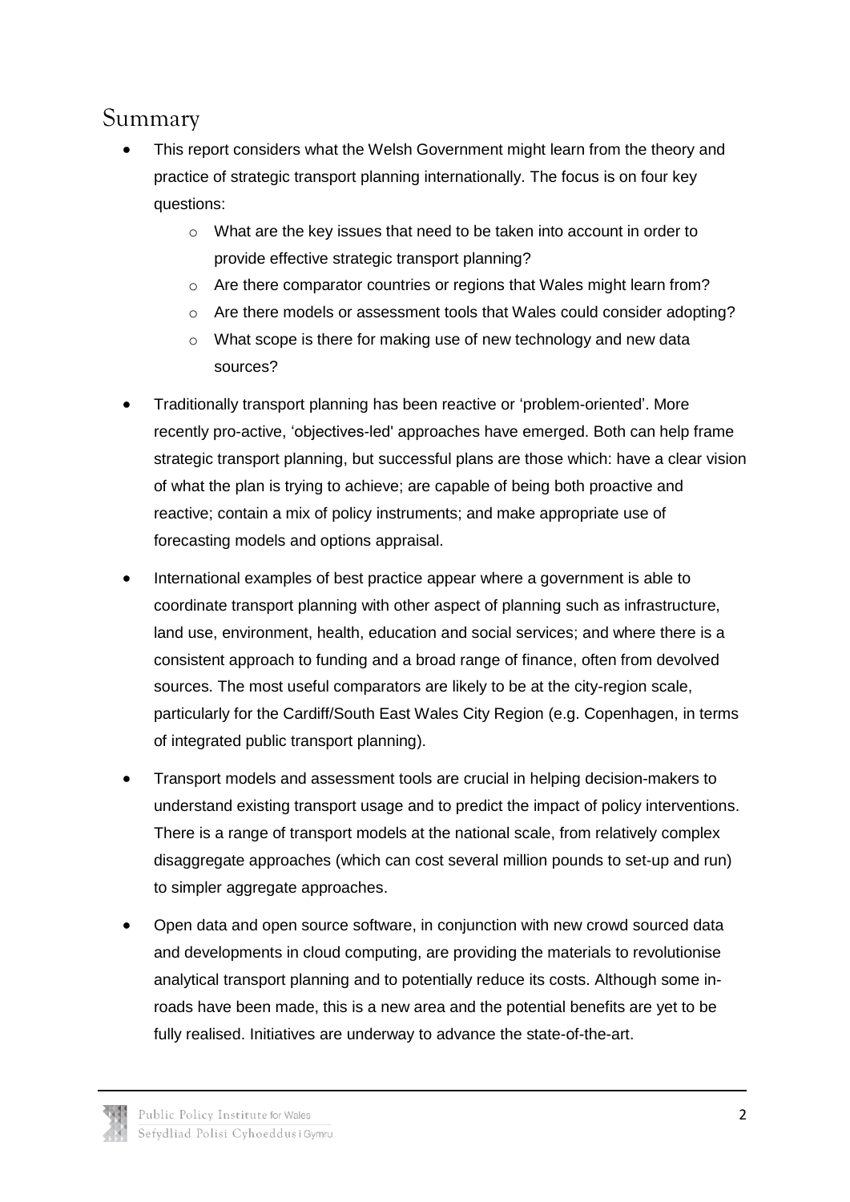## Summary

- This report considers what the Welsh Government might learn from the theory and practice of strategic transport planning internationally. The focus is on four key questions:
  - What are the key issues that need to be taken into account in order to provide effective strategic transport planning?
  - Are there comparator countries or regions that Wales might learn from?
  - Are there models or assessment tools that Wales could consider adopting?
  - What scope is there for making use of new technology and new data sources?
- Traditionally transport planning has been reactive or 'problem-oriented'. More recently pro-active, 'objectives-led' approaches have emerged. Both can help frame strategic transport planning, but successful plans are those which: have a clear vision of what the plan is trying to achieve; are capable of being both proactive and reactive; contain a mix of policy instruments; and make appropriate use of forecasting models and options appraisal.
- International examples of best practice appear where a government is able to coordinate transport planning with other aspect of planning such as infrastructure, land use, environment, health, education and social services; and where there is a consistent approach to funding and a broad range of finance, often from devolved sources. The most useful comparators are likely to be at the city-region scale, particularly for the Cardiff/South East Wales City Region (e.g. Copenhagen, in terms of integrated public transport planning).
- Transport models and assessment tools are crucial in helping decision-makers to understand existing transport usage and to predict the impact of policy interventions. There is a range of transport models at the national scale, from relatively complex disaggregate approaches (which can cost several million pounds to set-up and run) to simpler aggregate approaches.
- Open data and open source software, in conjunction with new crowd sourced data and developments in cloud computing, are providing the materials to revolutionise analytical transport planning and to potentially reduce its costs. Although some in-roads have been made, this is a new area and the potential benefits are yet to be fully realised. Initiatives are underway to advance the state-of-the-art.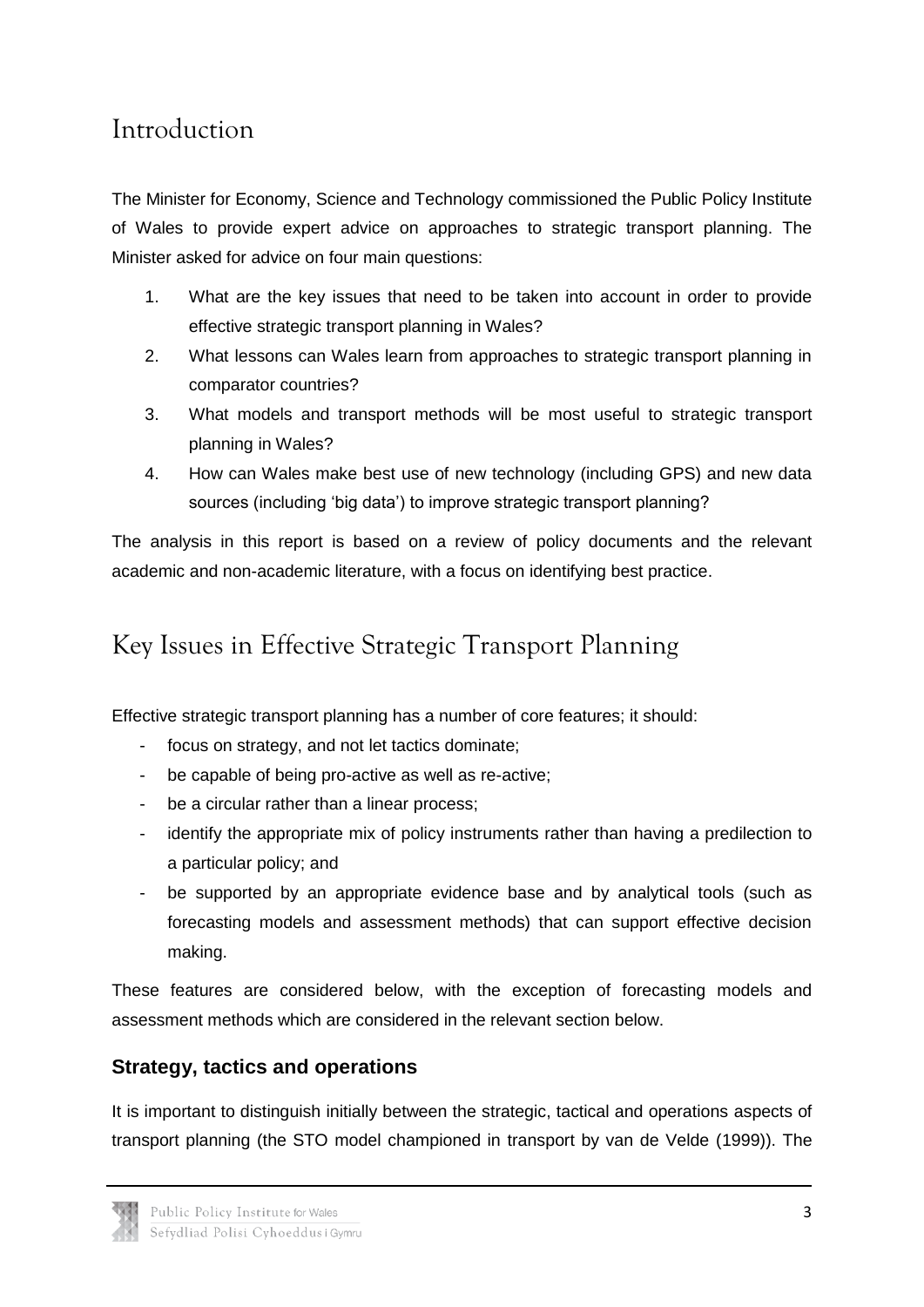## Introduction

The Minister for Economy, Science and Technology commissioned the Public Policy Institute of Wales to provide expert advice on approaches to strategic transport planning. The Minister asked for advice on four main questions:

1. What are the key issues that need to be taken into account in order to provide effective strategic transport planning in Wales?
2. What lessons can Wales learn from approaches to strategic transport planning in comparator countries?
3. What models and transport methods will be most useful to strategic transport planning in Wales?
4. How can Wales make best use of new technology (including GPS) and new data sources (including 'big data') to improve strategic transport planning?

The analysis in this report is based on a review of policy documents and the relevant academic and non-academic literature, with a focus on identifying best practice.

## Key Issues in Effective Strategic Transport Planning

Effective strategic transport planning has a number of core features; it should:

- focus on strategy, and not let tactics dominate;
- be capable of being pro-active as well as re-active;
- be a circular rather than a linear process;
- identify the appropriate mix of policy instruments rather than having a predilection to a particular policy; and
- be supported by an appropriate evidence base and by analytical tools (such as forecasting models and assessment methods) that can support effective decision making.

These features are considered below, with the exception of forecasting models and assessment methods which are considered in the relevant section below.

### Strategy, tactics and operations

It is important to distinguish initially between the strategic, tactical and operations aspects of transport planning (the STO model championed in transport by van de Velde (1999)). The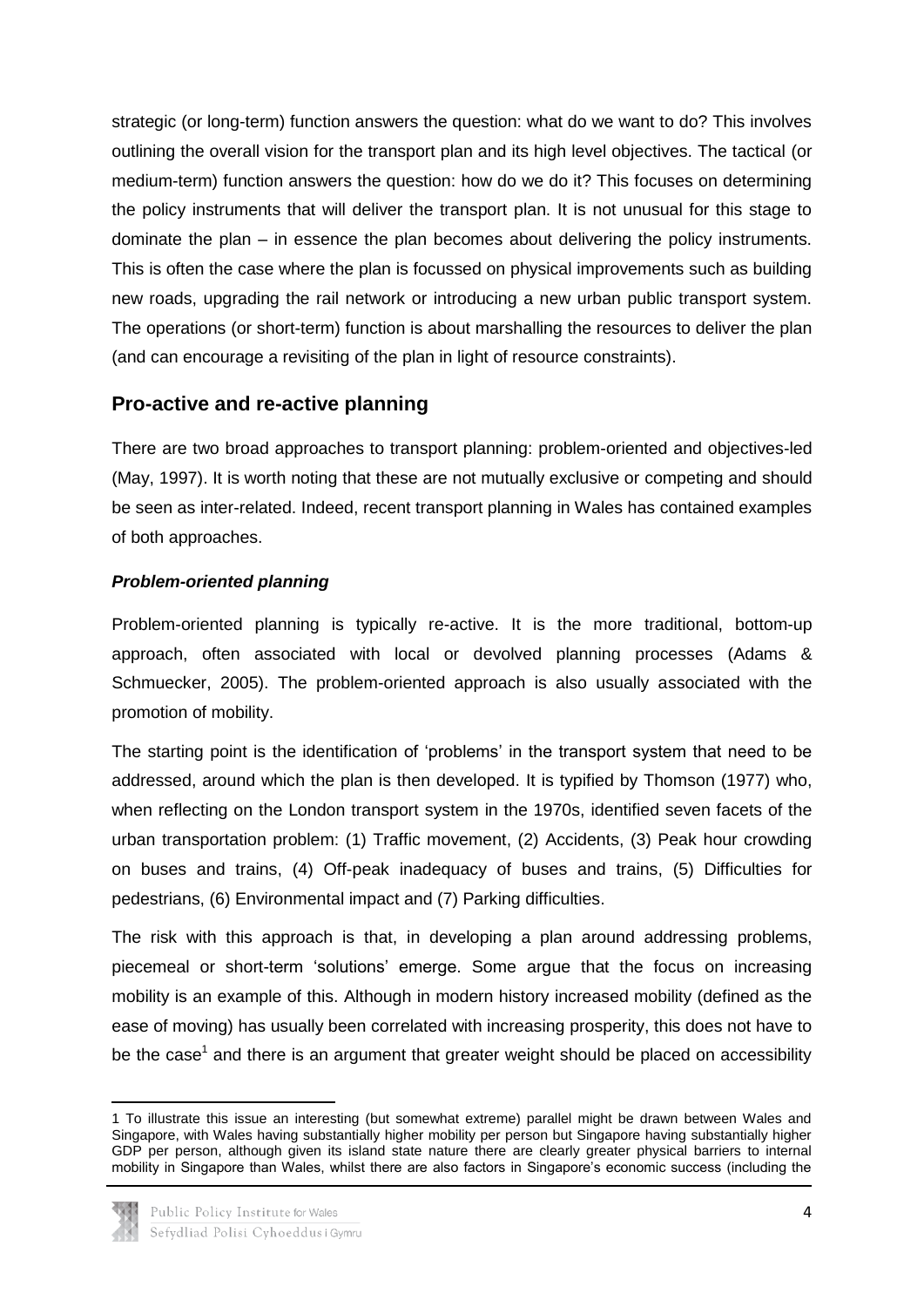strategic (or long-term) function answers the question: what do we want to do? This involves outlining the overall vision for the transport plan and its high level objectives. The tactical (or medium-term) function answers the question: how do we do it? This focuses on determining the policy instruments that will deliver the transport plan. It is not unusual for this stage to dominate the plan – in essence the plan becomes about delivering the policy instruments. This is often the case where the plan is focussed on physical improvements such as building new roads, upgrading the rail network or introducing a new urban public transport system. The operations (or short-term) function is about marshalling the resources to deliver the plan (and can encourage a revisiting of the plan in light of resource constraints).

## Pro-active and re-active planning

There are two broad approaches to transport planning: problem-oriented and objectives-led (May, 1997). It is worth noting that these are not mutually exclusive or competing and should be seen as inter-related. Indeed, recent transport planning in Wales has contained examples of both approaches.

### *Problem-oriented planning*

Problem-oriented planning is typically re-active. It is the more traditional, bottom-up approach, often associated with local or devolved planning processes (Adams & Schmuecker, 2005). The problem-oriented approach is also usually associated with the promotion of mobility.

The starting point is the identification of 'problems' in the transport system that need to be addressed, around which the plan is then developed. It is typified by Thomson (1977) who, when reflecting on the London transport system in the 1970s, identified seven facets of the urban transportation problem: (1) Traffic movement, (2) Accidents, (3) Peak hour crowding on buses and trains, (4) Off-peak inadequacy of buses and trains, (5) Difficulties for pedestrians, (6) Environmental impact and (7) Parking difficulties.

The risk with this approach is that, in developing a plan around addressing problems, piecemeal or short-term 'solutions' emerge. Some argue that the focus on increasing mobility is an example of this. Although in modern history increased mobility (defined as the ease of moving) has usually been correlated with increasing prosperity, this does not have to be the case[1] and there is an argument that greater weight should be placed on accessibility

1 To illustrate this issue an interesting (but somewhat extreme) parallel might be drawn between Wales and Singapore, with Wales having substantially higher mobility per person but Singapore having substantially higher GDP per person, although given its island state nature there are clearly greater physical barriers to internal mobility in Singapore than Wales, whilst there are also factors in Singapore's economic success (including the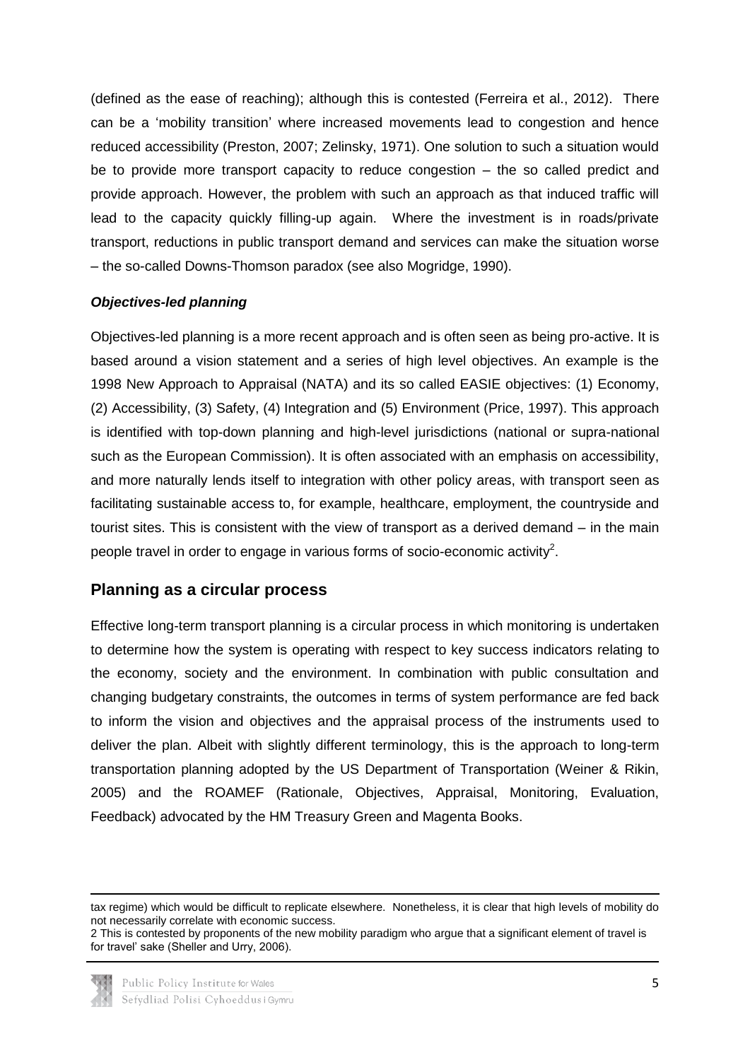(defined as the ease of reaching); although this is contested (Ferreira et al., 2012). There can be a 'mobility transition' where increased movements lead to congestion and hence reduced accessibility (Preston, 2007; Zelinsky, 1971). One solution to such a situation would be to provide more transport capacity to reduce congestion – the so called predict and provide approach. However, the problem with such an approach as that induced traffic will lead to the capacity quickly filling-up again. Where the investment is in roads/private transport, reductions in public transport demand and services can make the situation worse – the so-called Downs-Thomson paradox (see also Mogridge, 1990).

***Objectives-led planning***

Objectives-led planning is a more recent approach and is often seen as being pro-active. It is based around a vision statement and a series of high level objectives. An example is the 1998 New Approach to Appraisal (NATA) and its so called EASIE objectives: (1) Economy, (2) Accessibility, (3) Safety, (4) Integration and (5) Environment (Price, 1997). This approach is identified with top-down planning and high-level jurisdictions (national or supra-national such as the European Commission). It is often associated with an emphasis on accessibility, and more naturally lends itself to integration with other policy areas, with transport seen as facilitating sustainable access to, for example, healthcare, employment, the countryside and tourist sites. This is consistent with the view of transport as a derived demand – in the main people travel in order to engage in various forms of socio-economic activity[2].

## Planning as a circular process

Effective long-term transport planning is a circular process in which monitoring is undertaken to determine how the system is operating with respect to key success indicators relating to the economy, society and the environment. In combination with public consultation and changing budgetary constraints, the outcomes in terms of system performance are fed back to inform the vision and objectives and the appraisal process of the instruments used to deliver the plan. Albeit with slightly different terminology, this is the approach to long-term transportation planning adopted by the US Department of Transportation (Weiner & Rikin, 2005) and the ROAMEF (Rationale, Objectives, Appraisal, Monitoring, Evaluation, Feedback) advocated by the HM Treasury Green and Magenta Books.

---

tax regime) which would be difficult to replicate elsewhere. Nonetheless, it is clear that high levels of mobility do not necessarily correlate with economic success.

2 This is contested by proponents of the new mobility paradigm who argue that a significant element of travel is for travel' sake (Sheller and Urry, 2006).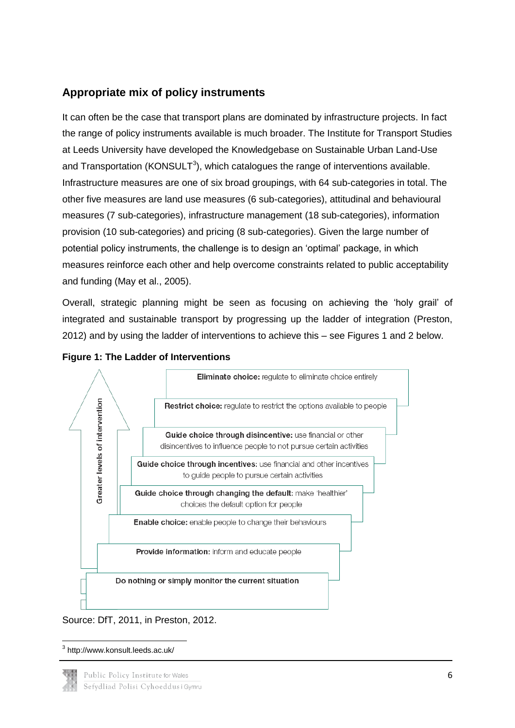## Appropriate mix of policy instruments

It can often be the case that transport plans are dominated by infrastructure projects. In fact the range of policy instruments available is much broader. The Institute for Transport Studies at Leeds University have developed the Knowledgebase on Sustainable Urban Land-Use and Transportation (KONSULT[3]), which catalogues the range of interventions available. Infrastructure measures are one of six broad groupings, with 64 sub-categories in total. The other five measures are land use measures (6 sub-categories), attitudinal and behavioural measures (7 sub-categories), infrastructure management (18 sub-categories), information provision (10 sub-categories) and pricing (8 sub-categories). Given the large number of potential policy instruments, the challenge is to design an 'optimal' package, in which measures reinforce each other and help overcome constraints related to public acceptability and funding (May et al., 2005).

Overall, strategic planning might be seen as focusing on achieving the 'holy grail' of integrated and sustainable transport by progressing up the ladder of integration (Preston, 2012) and by using the ladder of interventions to achieve this – see Figures 1 and 2 below.

**Figure 1: The Ladder of Interventions**

Greater levels of intervention ↑

- **Eliminate choice:** regulate to eliminate choice entirely
- **Restrict choice:** regulate to restrict the options available to people
- **Guide choice through disincentive:** use financial or other disincentives to influence people to not pursue certain activities
- **Guide choice through incentives:** use financial and other incentives to guide people to pursue certain activities
- **Guide choice through changing the default:** make 'healthier' choices the default option for people
- **Enable choice:** enable people to change their behaviours
- **Provide information:** inform and educate people
- **Do nothing or simply monitor the current situation**

Source: DfT, 2011, in Preston, 2012.

---

[3] http://www.konsult.leeds.ac.uk/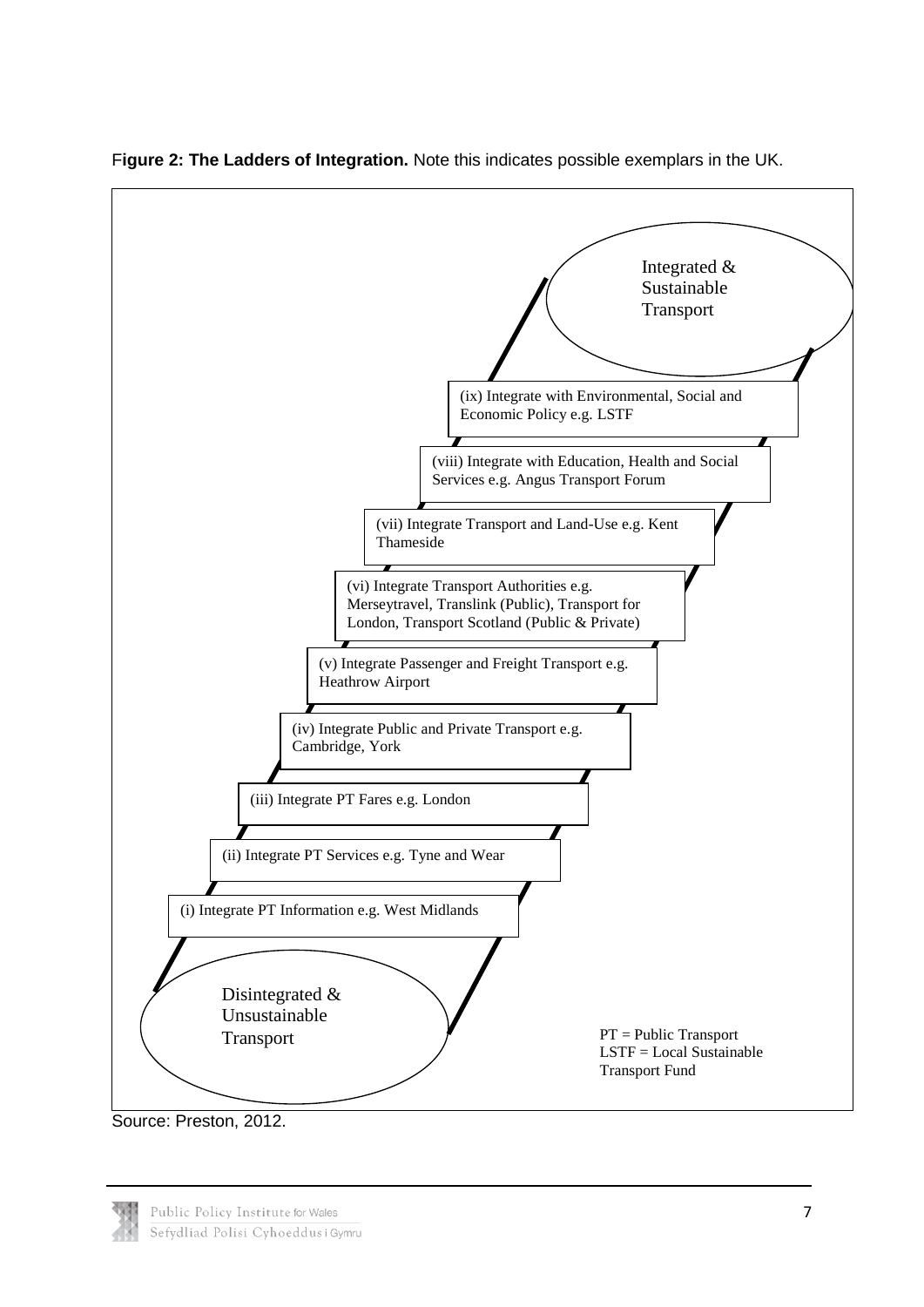**Figure 2: The Ladders of Integration.** Note this indicates possible exemplars in the UK.

Integrated & Sustainable Transport

(ix) Integrate with Environmental, Social and Economic Policy e.g. LSTF

(viii) Integrate with Education, Health and Social Services e.g. Angus Transport Forum

(vii) Integrate Transport and Land-Use e.g. Kent Thameside

(vi) Integrate Transport Authorities e.g. Merseytravel, Translink (Public), Transport for London, Transport Scotland (Public & Private)

(v) Integrate Passenger and Freight Transport e.g. Heathrow Airport

(iv) Integrate Public and Private Transport e.g. Cambridge, York

(iii) Integrate PT Fares e.g. London

(ii) Integrate PT Services e.g. Tyne and Wear

(i) Integrate PT Information e.g. West Midlands

Disintegrated & Unsustainable Transport

PT = Public Transport
LSTF = Local Sustainable Transport Fund

Source: Preston, 2012.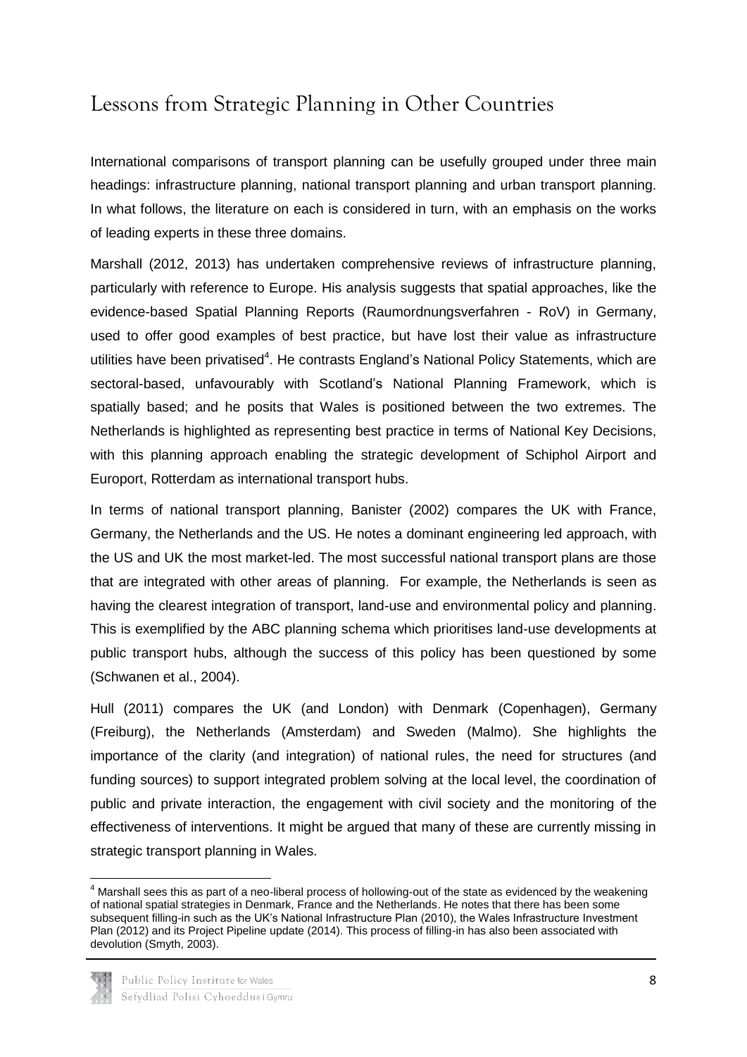## Lessons from Strategic Planning in Other Countries

International comparisons of transport planning can be usefully grouped under three main headings: infrastructure planning, national transport planning and urban transport planning. In what follows, the literature on each is considered in turn, with an emphasis on the works of leading experts in these three domains.

Marshall (2012, 2013) has undertaken comprehensive reviews of infrastructure planning, particularly with reference to Europe. His analysis suggests that spatial approaches, like the evidence-based Spatial Planning Reports (Raumordnungsverfahren - RoV) in Germany, used to offer good examples of best practice, but have lost their value as infrastructure utilities have been privatised[4]. He contrasts England's National Policy Statements, which are sectoral-based, unfavourably with Scotland's National Planning Framework, which is spatially based; and he posits that Wales is positioned between the two extremes. The Netherlands is highlighted as representing best practice in terms of National Key Decisions, with this planning approach enabling the strategic development of Schiphol Airport and Europort, Rotterdam as international transport hubs.

In terms of national transport planning, Banister (2002) compares the UK with France, Germany, the Netherlands and the US. He notes a dominant engineering led approach, with the US and UK the most market-led. The most successful national transport plans are those that are integrated with other areas of planning. For example, the Netherlands is seen as having the clearest integration of transport, land-use and environmental policy and planning. This is exemplified by the ABC planning schema which prioritises land-use developments at public transport hubs, although the success of this policy has been questioned by some (Schwanen et al., 2004).

Hull (2011) compares the UK (and London) with Denmark (Copenhagen), Germany (Freiburg), the Netherlands (Amsterdam) and Sweden (Malmo). She highlights the importance of the clarity (and integration) of national rules, the need for structures (and funding sources) to support integrated problem solving at the local level, the coordination of public and private interaction, the engagement with civil society and the monitoring of the effectiveness of interventions. It might be argued that many of these are currently missing in strategic transport planning in Wales.

[4] Marshall sees this as part of a neo-liberal process of hollowing-out of the state as evidenced by the weakening of national spatial strategies in Denmark, France and the Netherlands. He notes that there has been some subsequent filling-in such as the UK's National Infrastructure Plan (2010), the Wales Infrastructure Investment Plan (2012) and its Project Pipeline update (2014). This process of filling-in has also been associated with devolution (Smyth, 2003).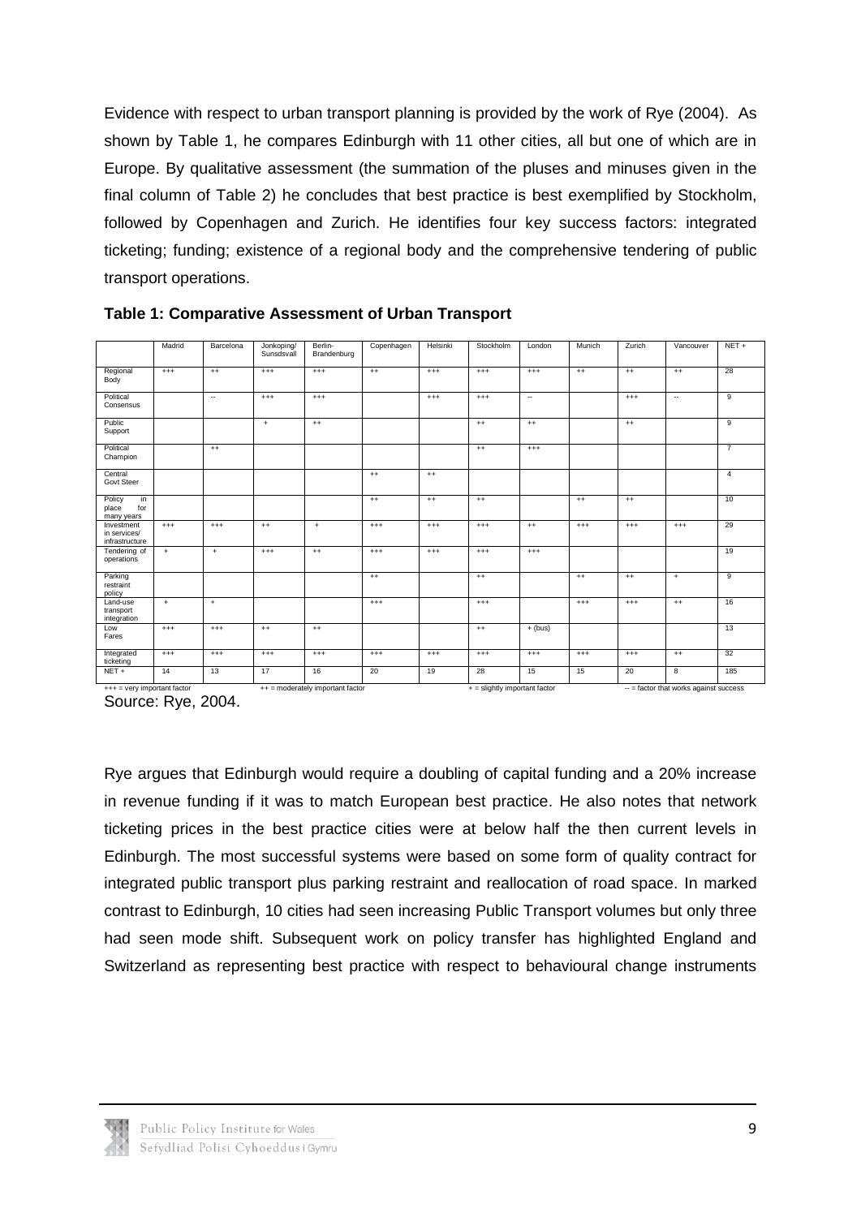Evidence with respect to urban transport planning is provided by the work of Rye (2004). As shown by Table 1, he compares Edinburgh with 11 other cities, all but one of which are in Europe. By qualitative assessment (the summation of the pluses and minuses given in the final column of Table 2) he concludes that best practice is best exemplified by Stockholm, followed by Copenhagen and Zurich. He identifies four key success factors: integrated ticketing; funding; existence of a regional body and the comprehensive tendering of public transport operations.

**Table 1: Comparative Assessment of Urban Transport**

| | Madrid | Barcelona | Jonkoping/ Sunsdsvall | Berlin-Brandenburg | Copenhagen | Helsinki | Stockholm | London | Munich | Zurich | Vancouver | NET + |
|---|---|---|---|---|---|---|---|---|---|---|---|---|
| Regional Body | +++ | ++ | +++ | +++ | ++ | +++ | +++ | +++ | ++ | ++ | ++ | 28 |
| Political Consensus | | -- | +++ | +++ | | +++ | +++ | -- | | +++ | -- | 9 |
| Public Support | | | + | ++ | | | ++ | ++ | | ++ | | 9 |
| Political Champion | | ++ | | | | | ++ | +++ | | | | 7 |
| Central Govt Steer | | | | | ++ | ++ | | | | | | 4 |
| Policy in place for many years | | | | | ++ | ++ | ++ | | ++ | ++ | | 10 |
| Investment in services/ infrastructure | +++ | +++ | ++ | + | +++ | +++ | +++ | ++ | +++ | +++ | +++ | 29 |
| Tendering of operations | + | + | +++ | ++ | +++ | +++ | +++ | +++ | | | | 19 |
| Parking restraint policy | | | | | ++ | | ++ | | ++ | ++ | + | 9 |
| Land-use transport integration | + | + | | | +++ | | +++ | | +++ | +++ | ++ | 16 |
| Low Fares | +++ | +++ | ++ | ++ | | | ++ | + (bus) | | | | 13 |
| Integrated ticketing | +++ | +++ | +++ | +++ | +++ | +++ | +++ | +++ | +++ | +++ | ++ | 32 |
| NET + | 14 | 13 | 17 | 16 | 20 | 19 | 28 | 15 | 15 | 20 | 8 | 185 |

+++ = very important factor    ++ = moderately important factor    + = slightly important factor    -- = factor that works against success

Source: Rye, 2004.

Rye argues that Edinburgh would require a doubling of capital funding and a 20% increase in revenue funding if it was to match European best practice. He also notes that network ticketing prices in the best practice cities were at below half the then current levels in Edinburgh. The most successful systems were based on some form of quality contract for integrated public transport plus parking restraint and reallocation of road space. In marked contrast to Edinburgh, 10 cities had seen increasing Public Transport volumes but only three had seen mode shift. Subsequent work on policy transfer has highlighted England and Switzerland as representing best practice with respect to behavioural change instruments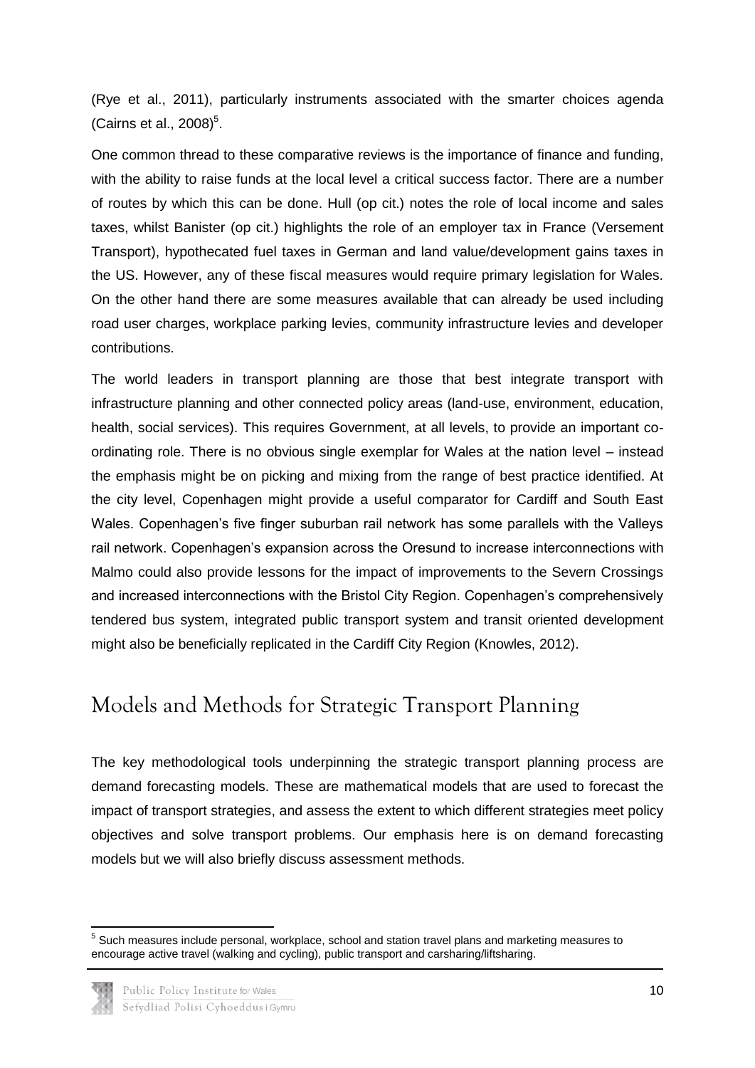(Rye et al., 2011), particularly instruments associated with the smarter choices agenda (Cairns et al., 2008)[5].

One common thread to these comparative reviews is the importance of finance and funding, with the ability to raise funds at the local level a critical success factor. There are a number of routes by which this can be done. Hull (op cit.) notes the role of local income and sales taxes, whilst Banister (op cit.) highlights the role of an employer tax in France (Versement Transport), hypothecated fuel taxes in German and land value/development gains taxes in the US. However, any of these fiscal measures would require primary legislation for Wales. On the other hand there are some measures available that can already be used including road user charges, workplace parking levies, community infrastructure levies and developer contributions.

The world leaders in transport planning are those that best integrate transport with infrastructure planning and other connected policy areas (land-use, environment, education, health, social services). This requires Government, at all levels, to provide an important co-ordinating role. There is no obvious single exemplar for Wales at the nation level – instead the emphasis might be on picking and mixing from the range of best practice identified. At the city level, Copenhagen might provide a useful comparator for Cardiff and South East Wales. Copenhagen's five finger suburban rail network has some parallels with the Valleys rail network. Copenhagen's expansion across the Oresund to increase interconnections with Malmo could also provide lessons for the impact of improvements to the Severn Crossings and increased interconnections with the Bristol City Region. Copenhagen's comprehensively tendered bus system, integrated public transport system and transit oriented development might also be beneficially replicated in the Cardiff City Region (Knowles, 2012).

## Models and Methods for Strategic Transport Planning

The key methodological tools underpinning the strategic transport planning process are demand forecasting models. These are mathematical models that are used to forecast the impact of transport strategies, and assess the extent to which different strategies meet policy objectives and solve transport problems. Our emphasis here is on demand forecasting models but we will also briefly discuss assessment methods.

[5] Such measures include personal, workplace, school and station travel plans and marketing measures to encourage active travel (walking and cycling), public transport and carsharing/liftsharing.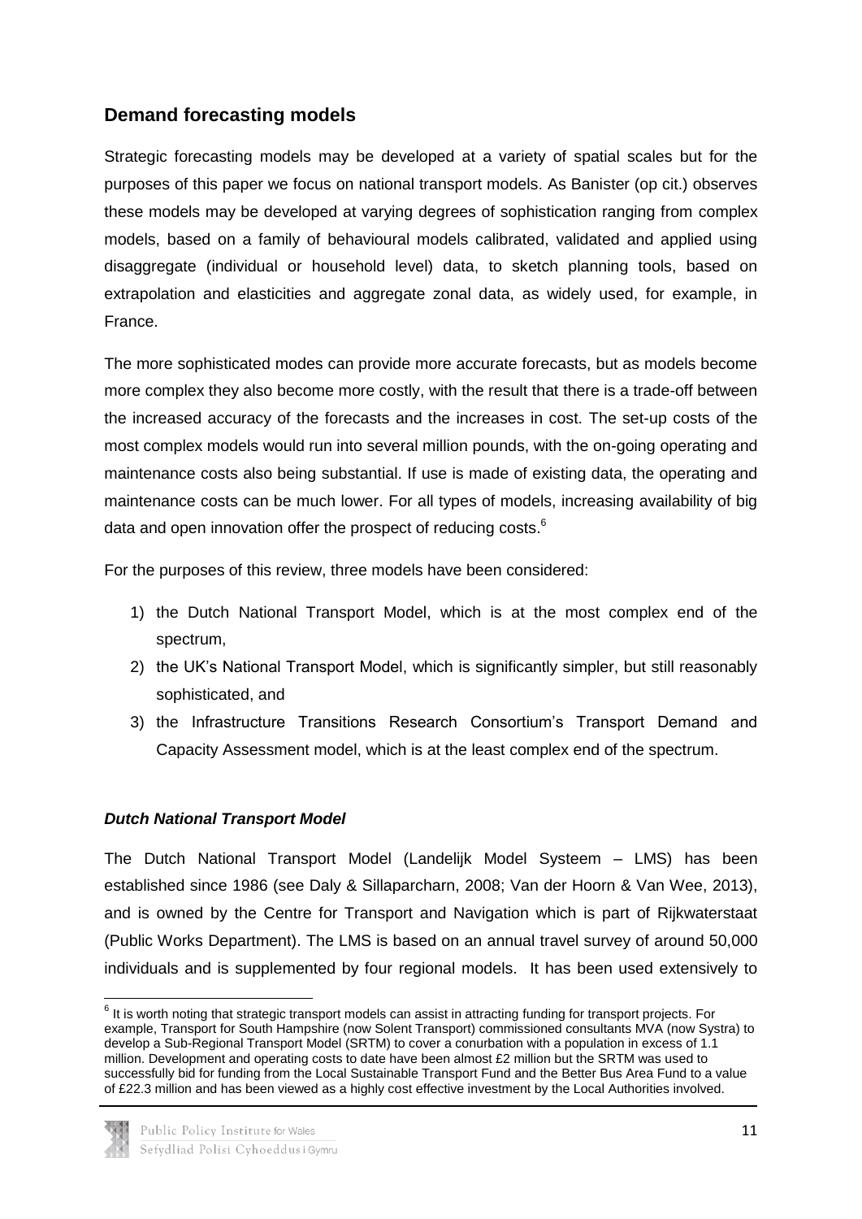## Demand forecasting models

Strategic forecasting models may be developed at a variety of spatial scales but for the purposes of this paper we focus on national transport models. As Banister (op cit.) observes these models may be developed at varying degrees of sophistication ranging from complex models, based on a family of behavioural models calibrated, validated and applied using disaggregate (individual or household level) data, to sketch planning tools, based on extrapolation and elasticities and aggregate zonal data, as widely used, for example, in France.

The more sophisticated modes can provide more accurate forecasts, but as models become more complex they also become more costly, with the result that there is a trade-off between the increased accuracy of the forecasts and the increases in cost. The set-up costs of the most complex models would run into several million pounds, with the on-going operating and maintenance costs also being substantial. If use is made of existing data, the operating and maintenance costs can be much lower. For all types of models, increasing availability of big data and open innovation offer the prospect of reducing costs.[6]

For the purposes of this review, three models have been considered:

1) the Dutch National Transport Model, which is at the most complex end of the spectrum,
2) the UK's National Transport Model, which is significantly simpler, but still reasonably sophisticated, and
3) the Infrastructure Transitions Research Consortium's Transport Demand and Capacity Assessment model, which is at the least complex end of the spectrum.

### *Dutch National Transport Model*

The Dutch National Transport Model (Landelijk Model Systeem – LMS) has been established since 1986 (see Daly & Sillaparcharn, 2008; Van der Hoorn & Van Wee, 2013), and is owned by the Centre for Transport and Navigation which is part of Rijkwaterstaat (Public Works Department). The LMS is based on an annual travel survey of around 50,000 individuals and is supplemented by four regional models. It has been used extensively to

[6] It is worth noting that strategic transport models can assist in attracting funding for transport projects. For example, Transport for South Hampshire (now Solent Transport) commissioned consultants MVA (now Systra) to develop a Sub-Regional Transport Model (SRTM) to cover a conurbation with a population in excess of 1.1 million. Development and operating costs to date have been almost £2 million but the SRTM was used to successfully bid for funding from the Local Sustainable Transport Fund and the Better Bus Area Fund to a value of £22.3 million and has been viewed as a highly cost effective investment by the Local Authorities involved.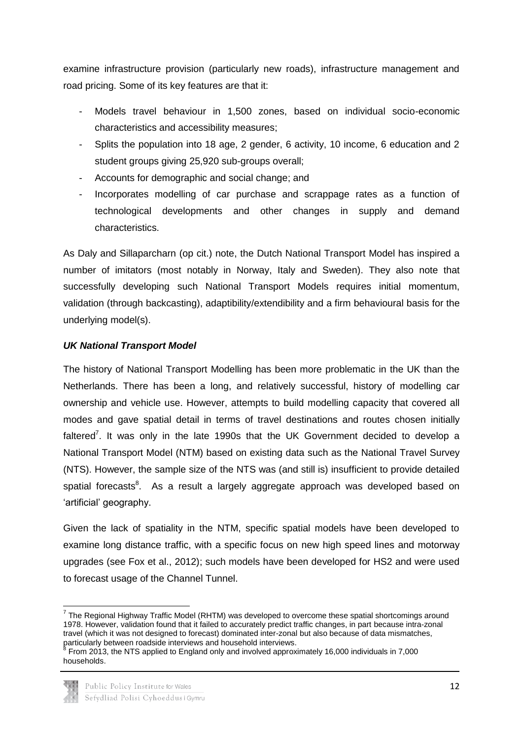examine infrastructure provision (particularly new roads), infrastructure management and road pricing. Some of its key features are that it:

- Models travel behaviour in 1,500 zones, based on individual socio-economic characteristics and accessibility measures;
- Splits the population into 18 age, 2 gender, 6 activity, 10 income, 6 education and 2 student groups giving 25,920 sub-groups overall;
- Accounts for demographic and social change; and
- Incorporates modelling of car purchase and scrappage rates as a function of technological developments and other changes in supply and demand characteristics.

As Daly and Sillaparcharn (op cit.) note, the Dutch National Transport Model has inspired a number of imitators (most notably in Norway, Italy and Sweden). They also note that successfully developing such National Transport Models requires initial momentum, validation (through backcasting), adaptibility/extendibility and a firm behavioural basis for the underlying model(s).

***UK National Transport Model***

The history of National Transport Modelling has been more problematic in the UK than the Netherlands. There has been a long, and relatively successful, history of modelling car ownership and vehicle use. However, attempts to build modelling capacity that covered all modes and gave spatial detail in terms of travel destinations and routes chosen initially faltered[7]. It was only in the late 1990s that the UK Government decided to develop a National Transport Model (NTM) based on existing data such as the National Travel Survey (NTS). However, the sample size of the NTS was (and still is) insufficient to provide detailed spatial forecasts[8]. As a result a largely aggregate approach was developed based on 'artificial' geography.

Given the lack of spatiality in the NTM, specific spatial models have been developed to examine long distance traffic, with a specific focus on new high speed lines and motorway upgrades (see Fox et al., 2012); such models have been developed for HS2 and were used to forecast usage of the Channel Tunnel.

---

[7] The Regional Highway Traffic Model (RHTM) was developed to overcome these spatial shortcomings around 1978. However, validation found that it failed to accurately predict traffic changes, in part because intra-zonal travel (which it was not designed to forecast) dominated inter-zonal but also because of data mismatches, particularly between roadside interviews and household interviews.

[8] From 2013, the NTS applied to England only and involved approximately 16,000 individuals in 7,000 households.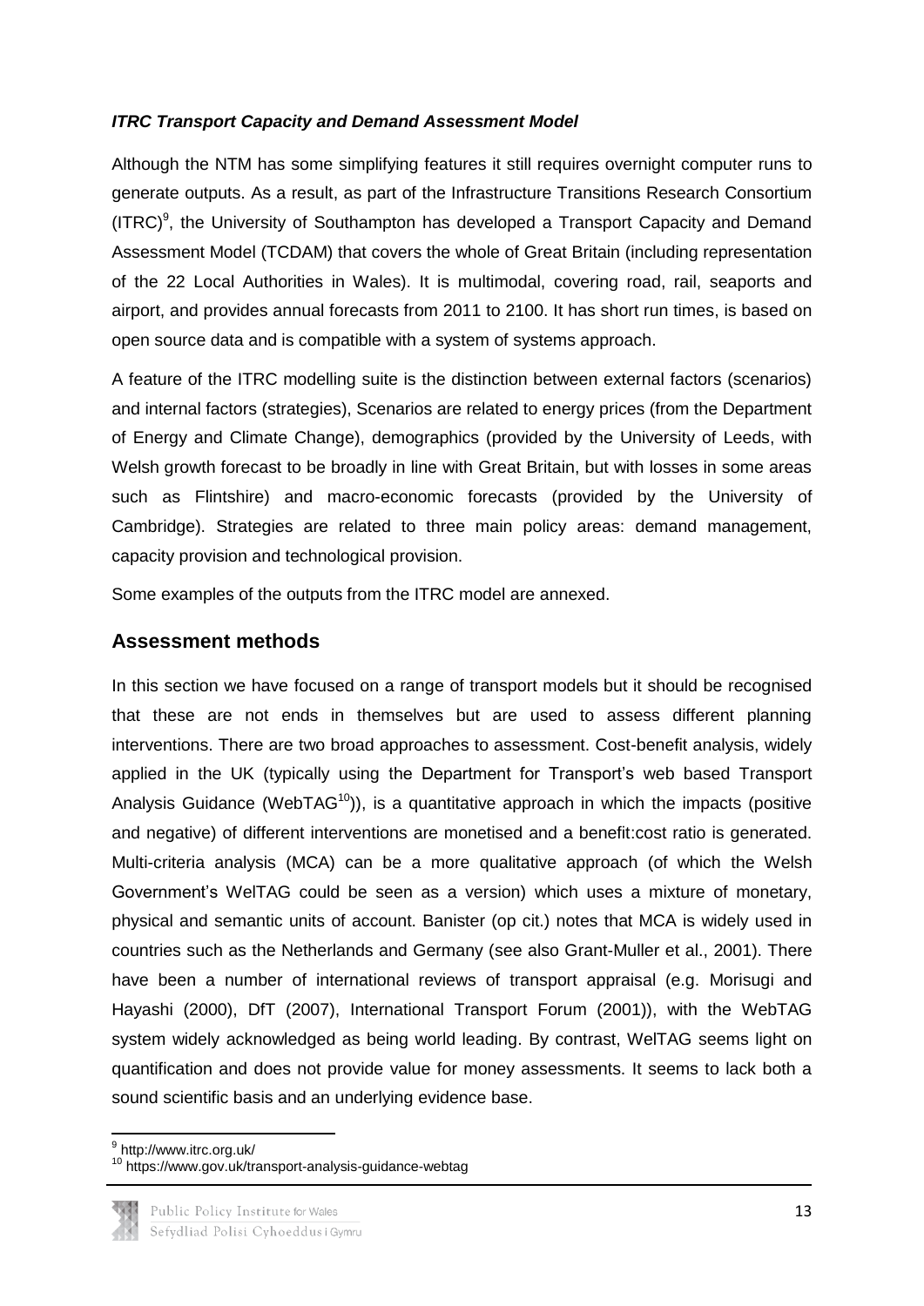***ITRC Transport Capacity and Demand Assessment Model***

Although the NTM has some simplifying features it still requires overnight computer runs to generate outputs. As a result, as part of the Infrastructure Transitions Research Consortium (ITRC)[9], the University of Southampton has developed a Transport Capacity and Demand Assessment Model (TCDAM) that covers the whole of Great Britain (including representation of the 22 Local Authorities in Wales). It is multimodal, covering road, rail, seaports and airport, and provides annual forecasts from 2011 to 2100. It has short run times, is based on open source data and is compatible with a system of systems approach.

A feature of the ITRC modelling suite is the distinction between external factors (scenarios) and internal factors (strategies), Scenarios are related to energy prices (from the Department of Energy and Climate Change), demographics (provided by the University of Leeds, with Welsh growth forecast to be broadly in line with Great Britain, but with losses in some areas such as Flintshire) and macro-economic forecasts (provided by the University of Cambridge). Strategies are related to three main policy areas: demand management, capacity provision and technological provision.

Some examples of the outputs from the ITRC model are annexed.

## Assessment methods

In this section we have focused on a range of transport models but it should be recognised that these are not ends in themselves but are used to assess different planning interventions. There are two broad approaches to assessment. Cost-benefit analysis, widely applied in the UK (typically using the Department for Transport's web based Transport Analysis Guidance (WebTAG[10])), is a quantitative approach in which the impacts (positive and negative) of different interventions are monetised and a benefit:cost ratio is generated. Multi-criteria analysis (MCA) can be a more qualitative approach (of which the Welsh Government's WelTAG could be seen as a version) which uses a mixture of monetary, physical and semantic units of account. Banister (op cit.) notes that MCA is widely used in countries such as the Netherlands and Germany (see also Grant-Muller et al., 2001). There have been a number of international reviews of transport appraisal (e.g. Morisugi and Hayashi (2000), DfT (2007), International Transport Forum (2001)), with the WebTAG system widely acknowledged as being world leading. By contrast, WelTAG seems light on quantification and does not provide value for money assessments. It seems to lack both a sound scientific basis and an underlying evidence base.

[9] http://www.itrc.org.uk/

[10] https://www.gov.uk/transport-analysis-guidance-webtag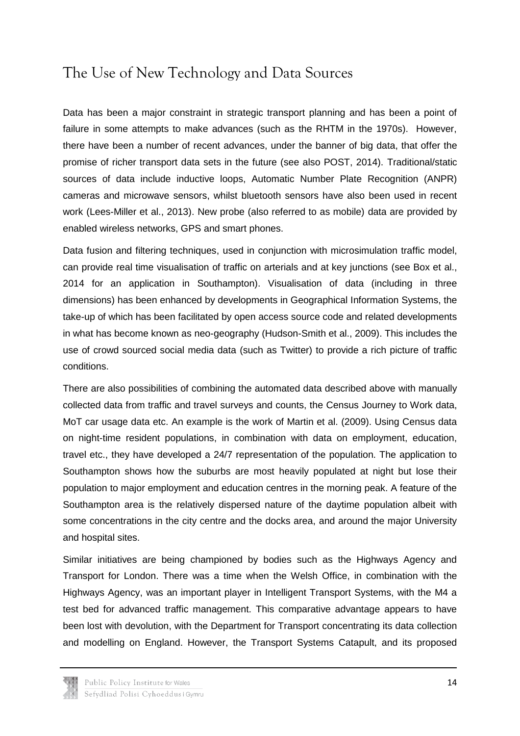## The Use of New Technology and Data Sources

Data has been a major constraint in strategic transport planning and has been a point of failure in some attempts to make advances (such as the RHTM in the 1970s). However, there have been a number of recent advances, under the banner of big data, that offer the promise of richer transport data sets in the future (see also POST, 2014). Traditional/static sources of data include inductive loops, Automatic Number Plate Recognition (ANPR) cameras and microwave sensors, whilst bluetooth sensors have also been used in recent work (Lees-Miller et al., 2013). New probe (also referred to as mobile) data are provided by enabled wireless networks, GPS and smart phones.

Data fusion and filtering techniques, used in conjunction with microsimulation traffic model, can provide real time visualisation of traffic on arterials and at key junctions (see Box et al., 2014 for an application in Southampton). Visualisation of data (including in three dimensions) has been enhanced by developments in Geographical Information Systems, the take-up of which has been facilitated by open access source code and related developments in what has become known as neo-geography (Hudson-Smith et al., 2009). This includes the use of crowd sourced social media data (such as Twitter) to provide a rich picture of traffic conditions.

There are also possibilities of combining the automated data described above with manually collected data from traffic and travel surveys and counts, the Census Journey to Work data, MoT car usage data etc. An example is the work of Martin et al. (2009). Using Census data on night-time resident populations, in combination with data on employment, education, travel etc., they have developed a 24/7 representation of the population. The application to Southampton shows how the suburbs are most heavily populated at night but lose their population to major employment and education centres in the morning peak. A feature of the Southampton area is the relatively dispersed nature of the daytime population albeit with some concentrations in the city centre and the docks area, and around the major University and hospital sites.

Similar initiatives are being championed by bodies such as the Highways Agency and Transport for London. There was a time when the Welsh Office, in combination with the Highways Agency, was an important player in Intelligent Transport Systems, with the M4 a test bed for advanced traffic management. This comparative advantage appears to have been lost with devolution, with the Department for Transport concentrating its data collection and modelling on England. However, the Transport Systems Catapult, and its proposed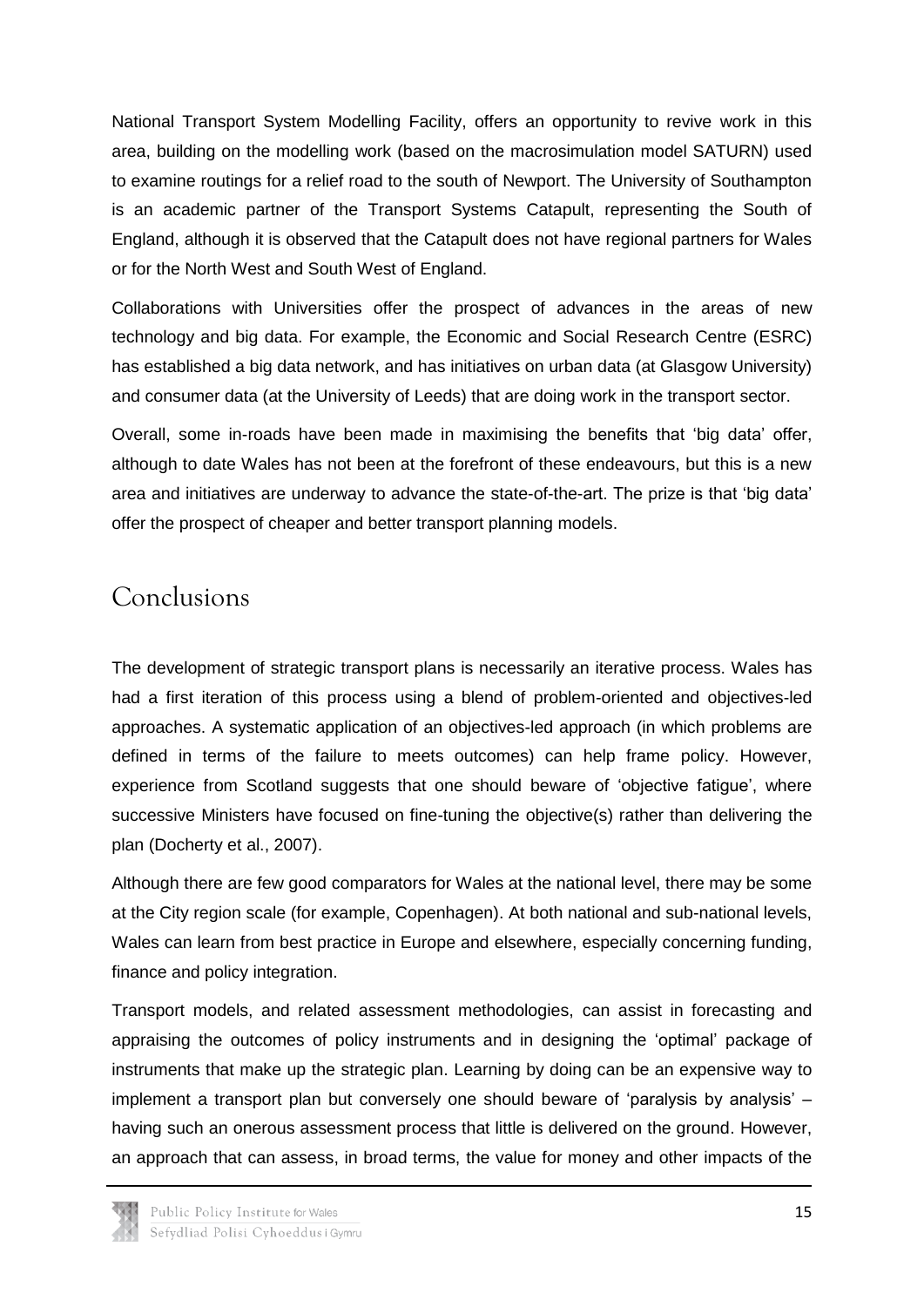National Transport System Modelling Facility, offers an opportunity to revive work in this area, building on the modelling work (based on the macrosimulation model SATURN) used to examine routings for a relief road to the south of Newport. The University of Southampton is an academic partner of the Transport Systems Catapult, representing the South of England, although it is observed that the Catapult does not have regional partners for Wales or for the North West and South West of England.

Collaborations with Universities offer the prospect of advances in the areas of new technology and big data. For example, the Economic and Social Research Centre (ESRC) has established a big data network, and has initiatives on urban data (at Glasgow University) and consumer data (at the University of Leeds) that are doing work in the transport sector.

Overall, some in-roads have been made in maximising the benefits that 'big data' offer, although to date Wales has not been at the forefront of these endeavours, but this is a new area and initiatives are underway to advance the state-of-the-art. The prize is that 'big data' offer the prospect of cheaper and better transport planning models.

# Conclusions

The development of strategic transport plans is necessarily an iterative process. Wales has had a first iteration of this process using a blend of problem-oriented and objectives-led approaches. A systematic application of an objectives-led approach (in which problems are defined in terms of the failure to meets outcomes) can help frame policy. However, experience from Scotland suggests that one should beware of 'objective fatigue', where successive Ministers have focused on fine-tuning the objective(s) rather than delivering the plan (Docherty et al., 2007).

Although there are few good comparators for Wales at the national level, there may be some at the City region scale (for example, Copenhagen). At both national and sub-national levels, Wales can learn from best practice in Europe and elsewhere, especially concerning funding, finance and policy integration.

Transport models, and related assessment methodologies, can assist in forecasting and appraising the outcomes of policy instruments and in designing the 'optimal' package of instruments that make up the strategic plan. Learning by doing can be an expensive way to implement a transport plan but conversely one should beware of 'paralysis by analysis' – having such an onerous assessment process that little is delivered on the ground. However, an approach that can assess, in broad terms, the value for money and other impacts of the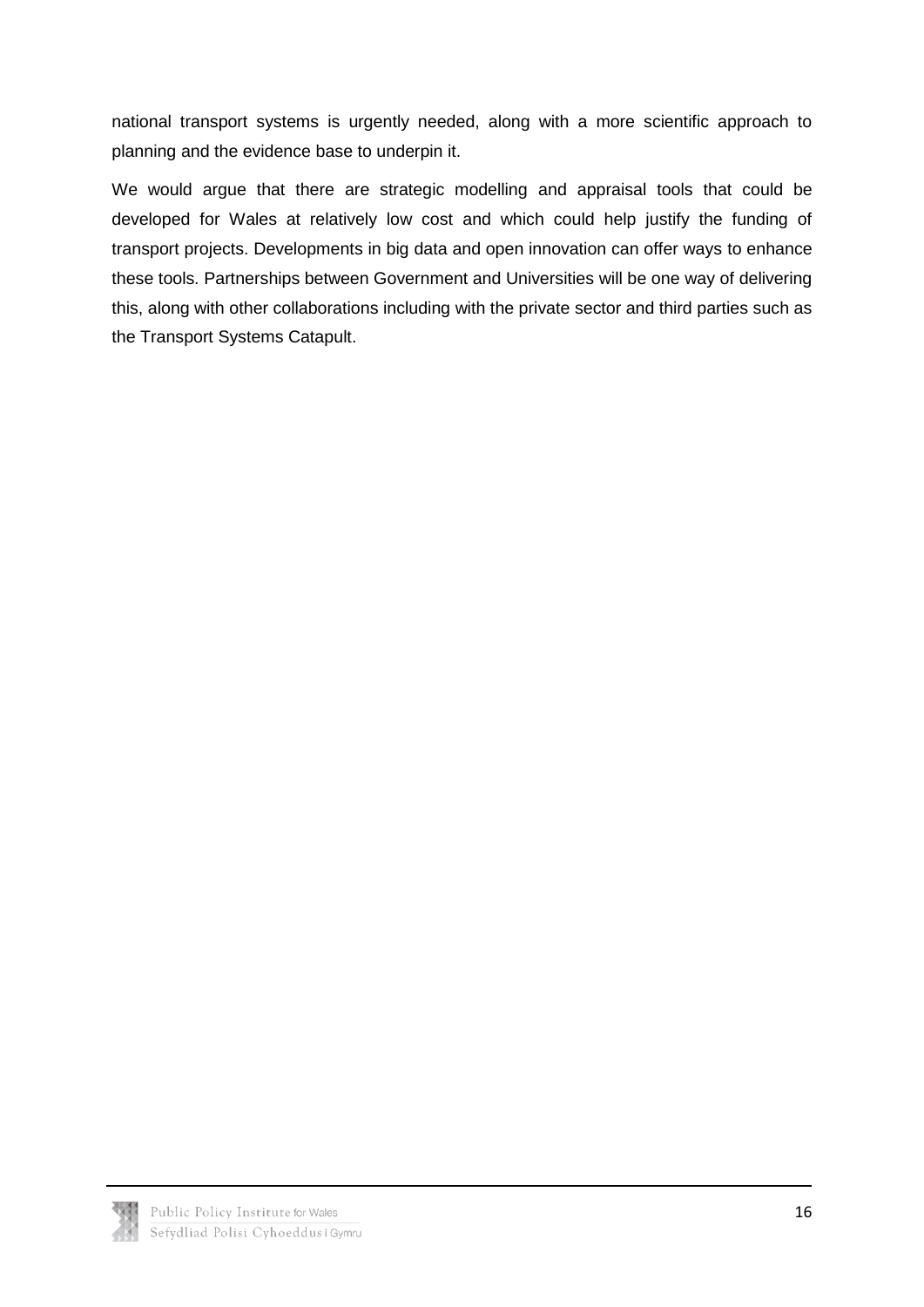national transport systems is urgently needed, along with a more scientific approach to planning and the evidence base to underpin it.

We would argue that there are strategic modelling and appraisal tools that could be developed for Wales at relatively low cost and which could help justify the funding of transport projects. Developments in big data and open innovation can offer ways to enhance these tools. Partnerships between Government and Universities will be one way of delivering this, along with other collaborations including with the private sector and third parties such as the Transport Systems Catapult.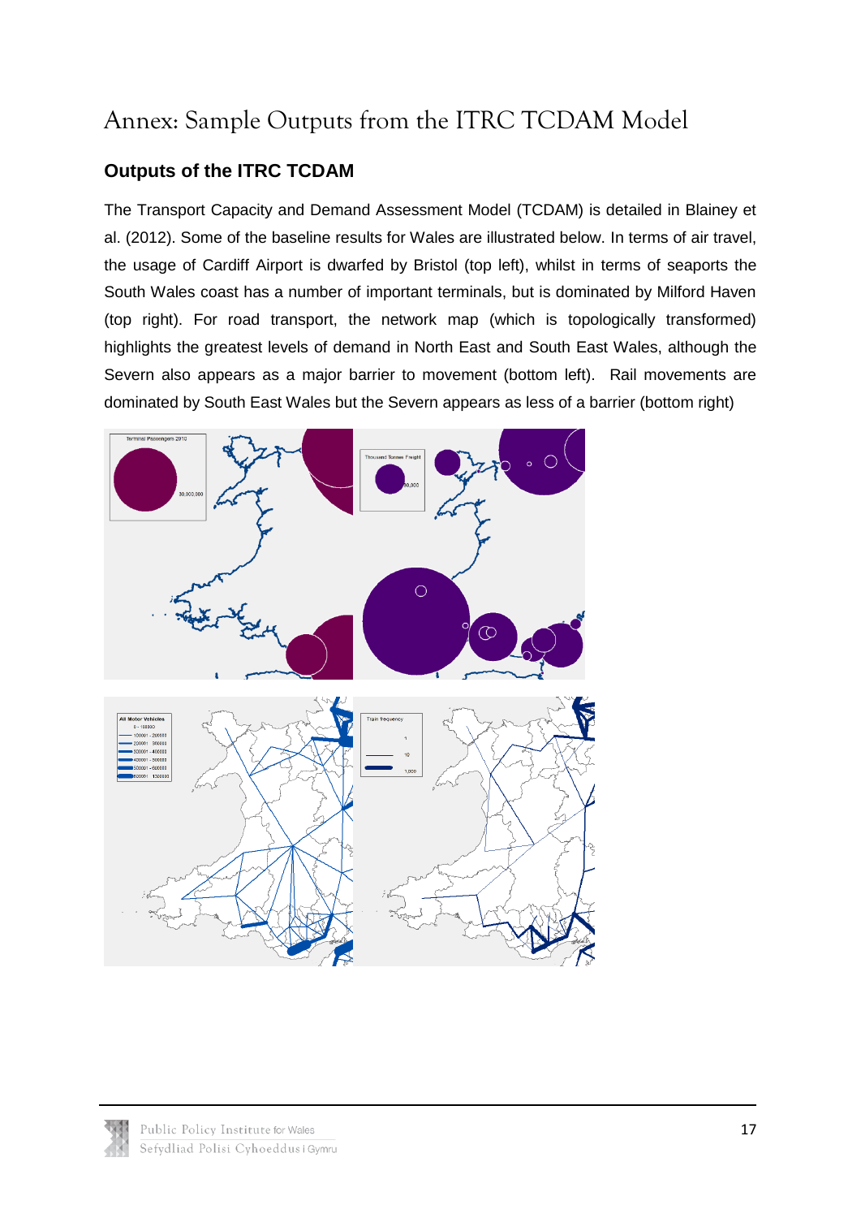# Annex: Sample Outputs from the ITRC TCDAM Model

## Outputs of the ITRC TCDAM

The Transport Capacity and Demand Assessment Model (TCDAM) is detailed in Blainey et al. (2012). Some of the baseline results for Wales are illustrated below. In terms of air travel, the usage of Cardiff Airport is dwarfed by Bristol (top left), whilst in terms of seaports the South Wales coast has a number of important terminals, but is dominated by Milford Haven (top right). For road transport, the network map (which is topologically transformed) highlights the greatest levels of demand in North East and South East Wales, although the Severn also appears as a major barrier to movement (bottom left). Rail movements are dominated by South East Wales but the Severn appears as less of a barrier (bottom right)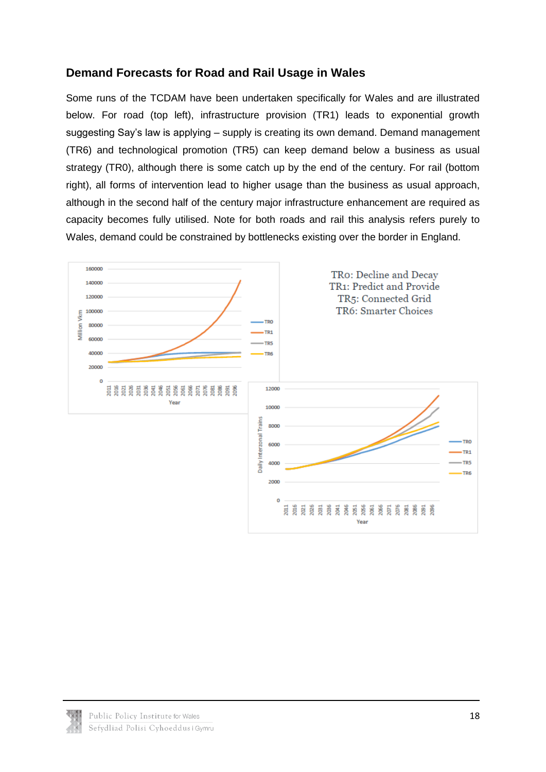## Demand Forecasts for Road and Rail Usage in Wales

Some runs of the TCDAM have been undertaken specifically for Wales and are illustrated below. For road (top left), infrastructure provision (TR1) leads to exponential growth suggesting Say's law is applying – supply is creating its own demand. Demand management (TR6) and technological promotion (TR5) can keep demand below a business as usual strategy (TR0), although there is some catch up by the end of the century. For rail (bottom right), all forms of intervention lead to higher usage than the business as usual approach, although in the second half of the century major infrastructure enhancement are required as capacity becomes fully utilised. Note for both roads and rail this analysis refers purely to Wales, demand could be constrained by bottlenecks existing over the border in England.

TR0: Decline and Decay
TR1: Predict and Provide
TR5: Connected Grid
TR6: Smarter Choices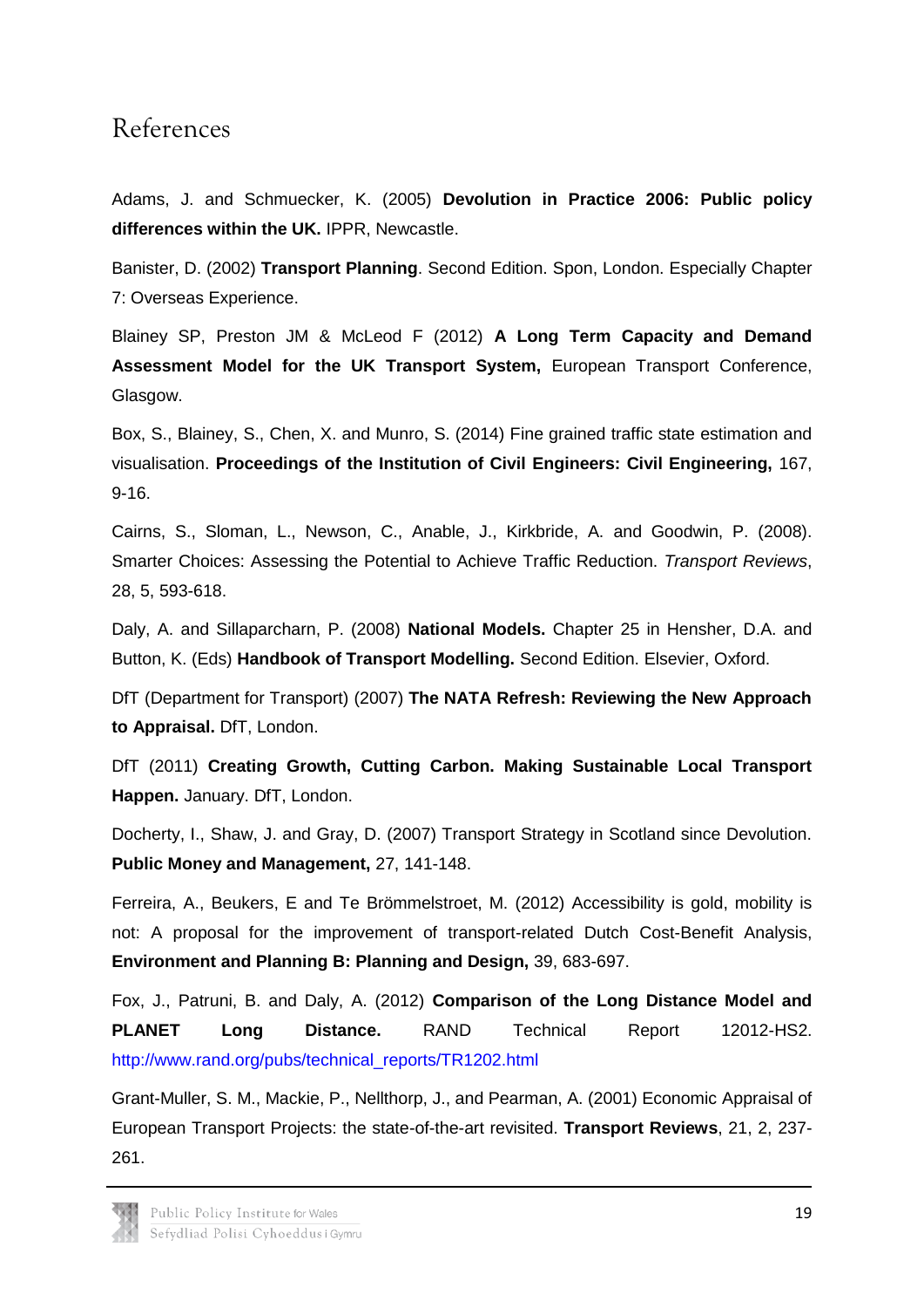# References

Adams, J. and Schmuecker, K. (2005) **Devolution in Practice 2006: Public policy differences within the UK.** IPPR, Newcastle.

Banister, D. (2002) **Transport Planning**. Second Edition. Spon, London. Especially Chapter 7: Overseas Experience.

Blainey SP, Preston JM & McLeod F (2012) **A Long Term Capacity and Demand Assessment Model for the UK Transport System,** European Transport Conference, Glasgow.

Box, S., Blainey, S., Chen, X. and Munro, S. (2014) Fine grained traffic state estimation and visualisation. **Proceedings of the Institution of Civil Engineers: Civil Engineering,** 167, 9-16.

Cairns, S., Sloman, L., Newson, C., Anable, J., Kirkbride, A. and Goodwin, P. (2008). Smarter Choices: Assessing the Potential to Achieve Traffic Reduction. *Transport Reviews*, 28, 5, 593-618.

Daly, A. and Sillaparcharn, P. (2008) **National Models.** Chapter 25 in Hensher, D.A. and Button, K. (Eds) **Handbook of Transport Modelling.** Second Edition. Elsevier, Oxford.

DfT (Department for Transport) (2007) **The NATA Refresh: Reviewing the New Approach to Appraisal.** DfT, London.

DfT (2011) **Creating Growth, Cutting Carbon. Making Sustainable Local Transport Happen.** January. DfT, London.

Docherty, I., Shaw, J. and Gray, D. (2007) Transport Strategy in Scotland since Devolution. **Public Money and Management,** 27, 141-148.

Ferreira, A., Beukers, E and Te Brömmelstroet, M. (2012) Accessibility is gold, mobility is not: A proposal for the improvement of transport-related Dutch Cost-Benefit Analysis, **Environment and Planning B: Planning and Design,** 39, 683-697.

Fox, J., Patruni, B. and Daly, A. (2012) **Comparison of the Long Distance Model and PLANET Long Distance.** RAND Technical Report 12012-HS2. http://www.rand.org/pubs/technical_reports/TR1202.html

Grant-Muller, S. M., Mackie, P., Nellthorp, J., and Pearman, A. (2001) Economic Appraisal of European Transport Projects: the state-of-the-art revisited. **Transport Reviews**, 21, 2, 237-261.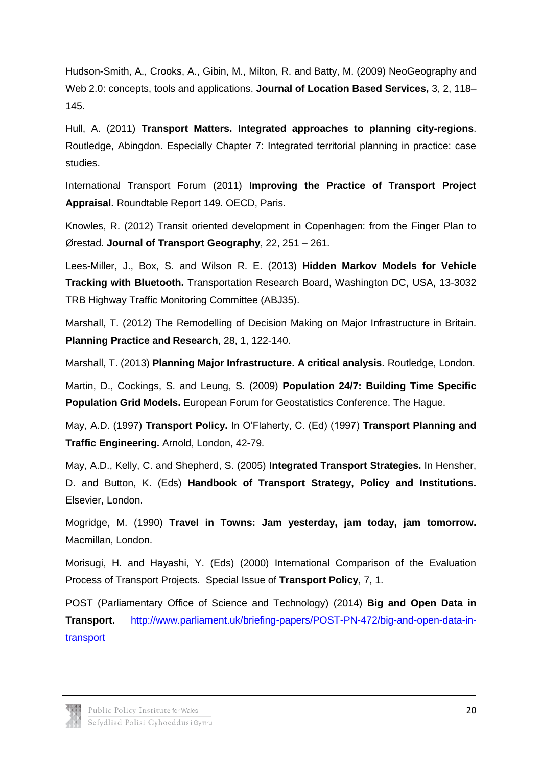Hudson-Smith, A., Crooks, A., Gibin, M., Milton, R. and Batty, M. (2009) NeoGeography and Web 2.0: concepts, tools and applications. **Journal of Location Based Services,** 3, 2, 118–145.

Hull, A. (2011) **Transport Matters. Integrated approaches to planning city-regions**. Routledge, Abingdon. Especially Chapter 7: Integrated territorial planning in practice: case studies.

International Transport Forum (2011) **Improving the Practice of Transport Project Appraisal.** Roundtable Report 149. OECD, Paris.

Knowles, R. (2012) Transit oriented development in Copenhagen: from the Finger Plan to Ørestad. **Journal of Transport Geography**, 22, 251 – 261.

Lees-Miller, J., Box, S. and Wilson R. E. (2013) **Hidden Markov Models for Vehicle Tracking with Bluetooth.** Transportation Research Board, Washington DC, USA, 13-3032 TRB Highway Traffic Monitoring Committee (ABJ35).

Marshall, T. (2012) The Remodelling of Decision Making on Major Infrastructure in Britain. **Planning Practice and Research**, 28, 1, 122-140.

Marshall, T. (2013) **Planning Major Infrastructure. A critical analysis.** Routledge, London.

Martin, D., Cockings, S. and Leung, S. (2009) **Population 24/7: Building Time Specific Population Grid Models.** European Forum for Geostatistics Conference. The Hague.

May, A.D. (1997) **Transport Policy.** In O'Flaherty, C. (Ed) (1997) **Transport Planning and Traffic Engineering.** Arnold, London, 42-79.

May, A.D., Kelly, C. and Shepherd, S. (2005) **Integrated Transport Strategies.** In Hensher, D. and Button, K. (Eds) **Handbook of Transport Strategy, Policy and Institutions.** Elsevier, London.

Mogridge, M. (1990) **Travel in Towns: Jam yesterday, jam today, jam tomorrow.** Macmillan, London.

Morisugi, H. and Hayashi, Y. (Eds) (2000) International Comparison of the Evaluation Process of Transport Projects. Special Issue of **Transport Policy**, 7, 1.

POST (Parliamentary Office of Science and Technology) (2014) **Big and Open Data in Transport.** http://www.parliament.uk/briefing-papers/POST-PN-472/big-and-open-data-in-transport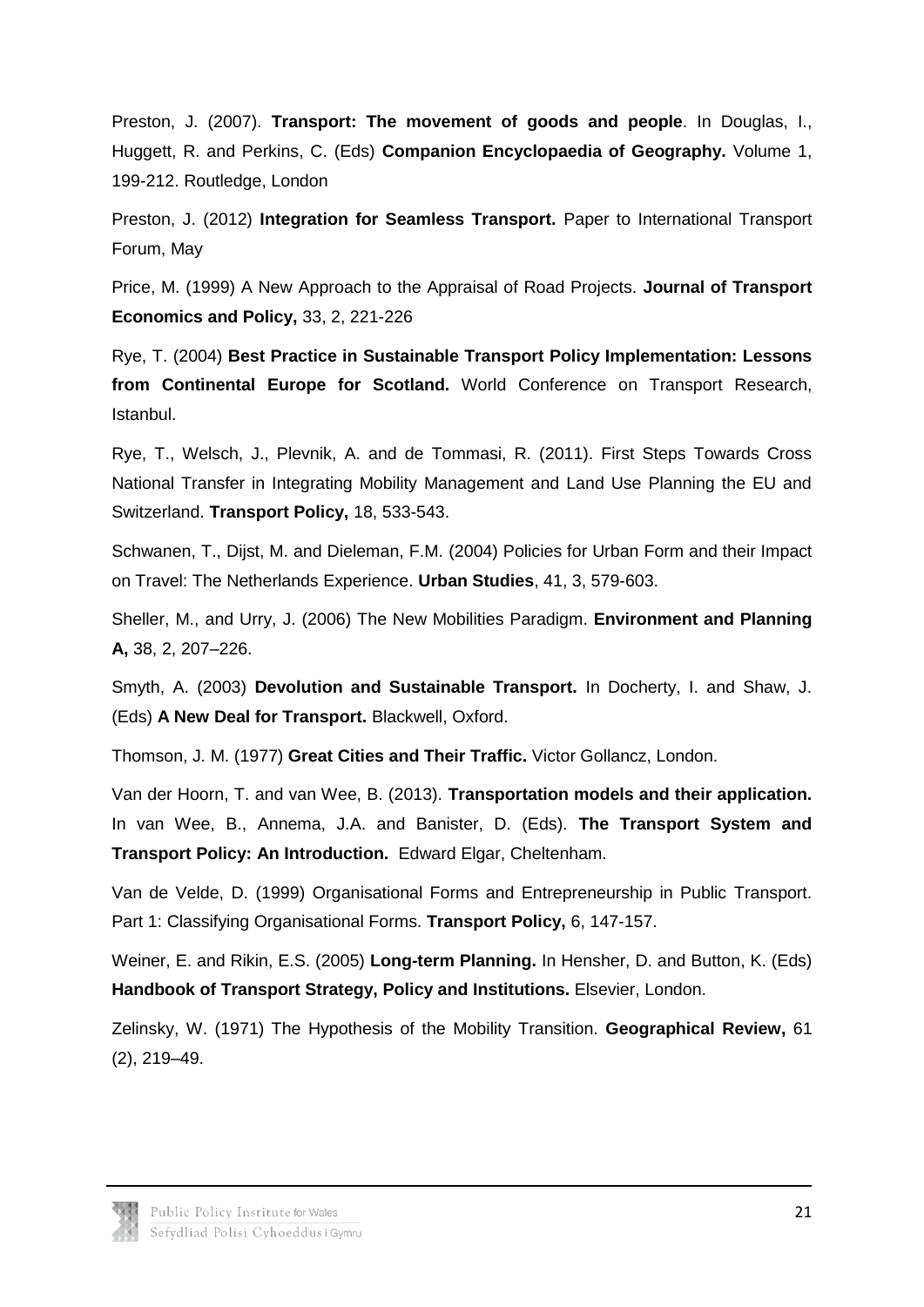Preston, J. (2007). **Transport: The movement of goods and people**. In Douglas, I., Huggett, R. and Perkins, C. (Eds) **Companion Encyclopaedia of Geography.** Volume 1, 199-212. Routledge, London

Preston, J. (2012) **Integration for Seamless Transport.** Paper to International Transport Forum, May

Price, M. (1999) A New Approach to the Appraisal of Road Projects. **Journal of Transport Economics and Policy,** 33, 2, 221-226

Rye, T. (2004) **Best Practice in Sustainable Transport Policy Implementation: Lessons from Continental Europe for Scotland.** World Conference on Transport Research, Istanbul.

Rye, T., Welsch, J., Plevnik, A. and de Tommasi, R. (2011). First Steps Towards Cross National Transfer in Integrating Mobility Management and Land Use Planning the EU and Switzerland. **Transport Policy,** 18, 533-543.

Schwanen, T., Dijst, M. and Dieleman, F.M. (2004) Policies for Urban Form and their Impact on Travel: The Netherlands Experience. **Urban Studies**, 41, 3, 579-603.

Sheller, M., and Urry, J. (2006) The New Mobilities Paradigm. **Environment and Planning A,** 38, 2, 207–226.

Smyth, A. (2003) **Devolution and Sustainable Transport.** In Docherty, I. and Shaw, J. (Eds) **A New Deal for Transport.** Blackwell, Oxford.

Thomson, J. M. (1977) **Great Cities and Their Traffic.** Victor Gollancz, London.

Van der Hoorn, T. and van Wee, B. (2013). **Transportation models and their application.** In van Wee, B., Annema, J.A. and Banister, D. (Eds). **The Transport System and Transport Policy: An Introduction.** Edward Elgar, Cheltenham.

Van de Velde, D. (1999) Organisational Forms and Entrepreneurship in Public Transport. Part 1: Classifying Organisational Forms. **Transport Policy,** 6, 147-157.

Weiner, E. and Rikin, E.S. (2005) **Long-term Planning.** In Hensher, D. and Button, K. (Eds) **Handbook of Transport Strategy, Policy and Institutions.** Elsevier, London.

Zelinsky, W. (1971) The Hypothesis of the Mobility Transition. **Geographical Review,** 61 (2), 219–49.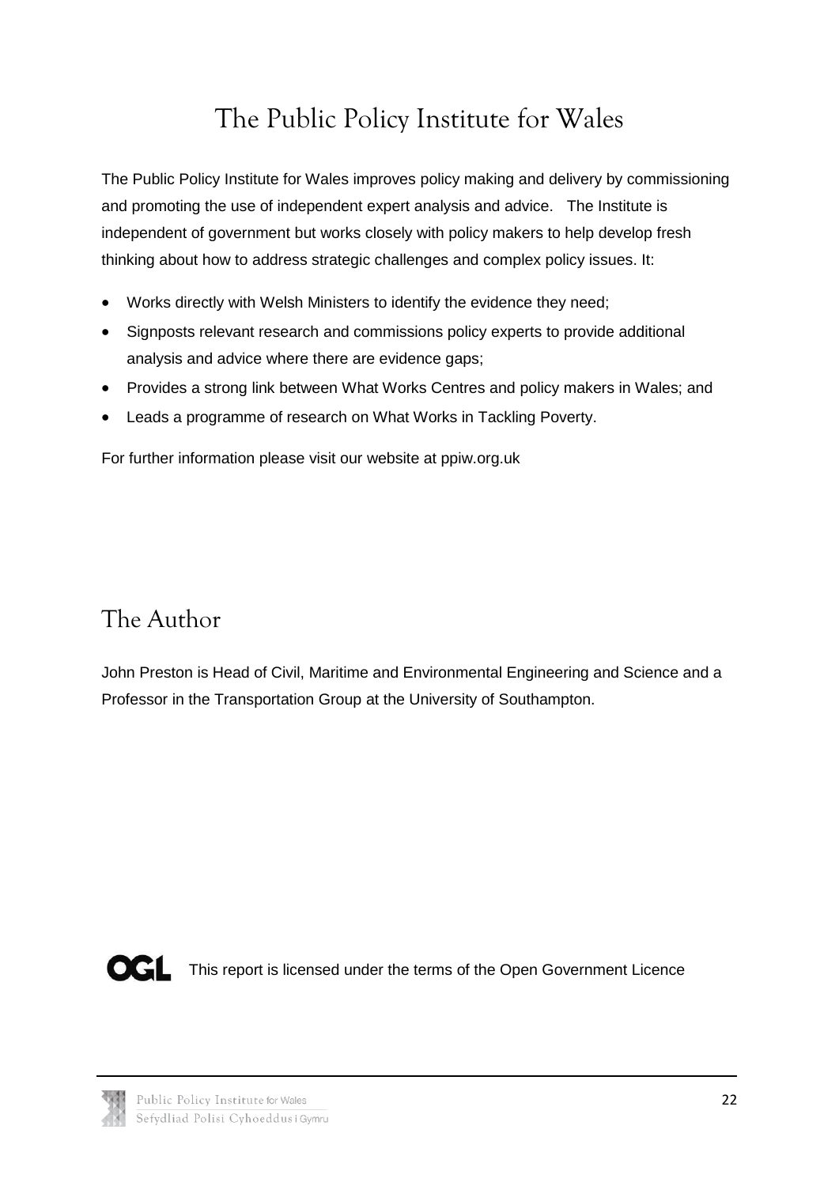# The Public Policy Institute for Wales

The Public Policy Institute for Wales improves policy making and delivery by commissioning and promoting the use of independent expert analysis and advice. The Institute is independent of government but works closely with policy makers to help develop fresh thinking about how to address strategic challenges and complex policy issues. It:

- Works directly with Welsh Ministers to identify the evidence they need;
- Signposts relevant research and commissions policy experts to provide additional analysis and advice where there are evidence gaps;
- Provides a strong link between What Works Centres and policy makers in Wales; and
- Leads a programme of research on What Works in Tackling Poverty.

For further information please visit our website at ppiw.org.uk

## The Author

John Preston is Head of Civil, Maritime and Environmental Engineering and Science and a Professor in the Transportation Group at the University of Southampton.

OGL This report is licensed under the terms of the Open Government Licence